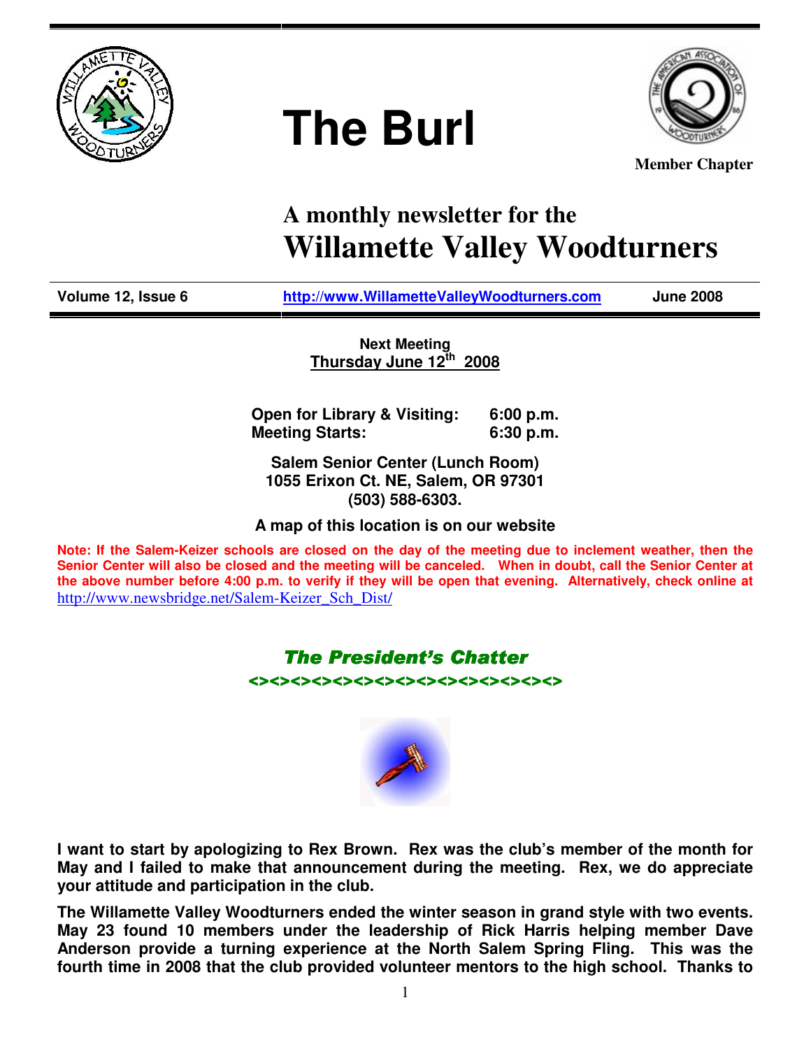# The Burl

**Member Chapter**

## A monthly newsletter for the
# Willamette Valley Woodturners

| Volume 12, Issue 6 | http://www.WillametteValleyWoodturners.com | June 2008 |
|---|---|---|

**Next Meeting**
**Thursday June 12th 2008**

| | |
|---|---|
| **Open for Library & Visiting:** | **6:00 p.m.** |
| **Meeting Starts:** | **6:30 p.m.** |

**Salem Senior Center (Lunch Room)**
**1055 Erixon Ct. NE, Salem, OR 97301**
**(503) 588-6303.**

**A map of this location is on our website**

**Note: If the Salem-Keizer schools are closed on the day of the meeting due to inclement weather, then the Senior Center will also be closed and the meeting will be canceled. When in doubt, call the Senior Center at the above number before 4:00 p.m. to verify if they will be open that evening. Alternatively, check online at** http://www.newsbridge.net/Salem-Keizer_Sch_Dist/

## *The President's Chatter*

<><><><><><><><><><><><><><><><>

**I want to start by apologizing to Rex Brown. Rex was the club's member of the month for May and I failed to make that announcement during the meeting. Rex, we do appreciate your attitude and participation in the club.**

**The Willamette Valley Woodturners ended the winter season in grand style with two events. May 23 found 10 members under the leadership of Rick Harris helping member Dave Anderson provide a turning experience at the North Salem Spring Fling. This was the fourth time in 2008 that the club provided volunteer mentors to the high school. Thanks to**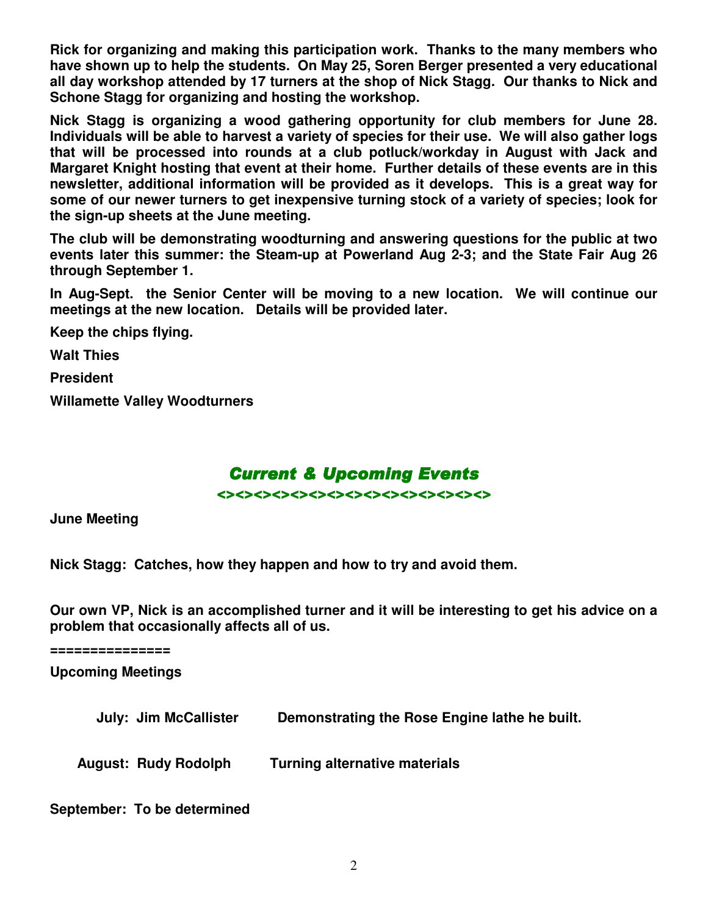**Rick for organizing and making this participation work. Thanks to the many members who have shown up to help the students. On May 25, Soren Berger presented a very educational all day workshop attended by 17 turners at the shop of Nick Stagg. Our thanks to Nick and Schone Stagg for organizing and hosting the workshop.**

**Nick Stagg is organizing a wood gathering opportunity for club members for June 28. Individuals will be able to harvest a variety of species for their use. We will also gather logs that will be processed into rounds at a club potluck/workday in August with Jack and Margaret Knight hosting that event at their home. Further details of these events are in this newsletter, additional information will be provided as it develops. This is a great way for some of our newer turners to get inexpensive turning stock of a variety of species; look for the sign-up sheets at the June meeting.**

**The club will be demonstrating woodturning and answering questions for the public at two events later this summer: the Steam-up at Powerland Aug 2-3; and the State Fair Aug 26 through September 1.**

**In Aug-Sept. the Senior Center will be moving to a new location. We will continue our meetings at the new location. Details will be provided later.**

**Keep the chips flying.**

**Walt Thies**

**President**

**Willamette Valley Woodturners**

## *Current & Upcoming Events*

<><><><><><><><><><><><><><><><><><><><><>

**June Meeting**

**Nick Stagg: Catches, how they happen and how to try and avoid them.**

**Our own VP, Nick is an accomplished turner and it will be interesting to get his advice on a problem that occasionally affects all of us.**

===============

**Upcoming Meetings**

**July: Jim McCallister** — **Demonstrating the Rose Engine lathe he built.**

**August: Rudy Rodolph** — **Turning alternative materials**

**September: To be determined**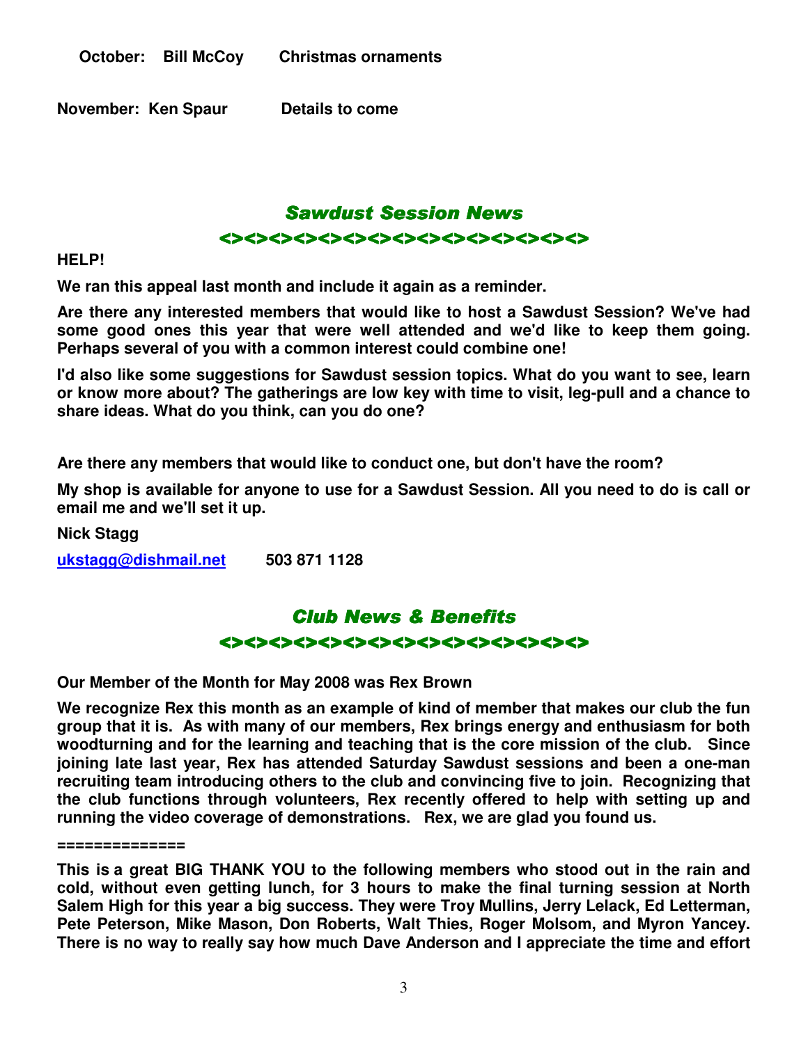**October: Bill McCoy Christmas ornaments**

**November: Ken Spaur Details to come**

## *Sawdust Session News*

<><><><><><><><><><><><><><><><><><><><><><>

**HELP!**

**We ran this appeal last month and include it again as a reminder.**

**Are there any interested members that would like to host a Sawdust Session? We've had some good ones this year that were well attended and we'd like to keep them going. Perhaps several of you with a common interest could combine one!**

**I'd also like some suggestions for Sawdust session topics. What do you want to see, learn or know more about? The gatherings are low key with time to visit, leg-pull and a chance to share ideas. What do you think, can you do one?**

**Are there any members that would like to conduct one, but don't have the room?**

**My shop is available for anyone to use for a Sawdust Session. All you need to do is call or email me and we'll set it up.**

**Nick Stagg**

**ukstagg@dishmail.net 503 871 1128**

## *Club News & Benefits*

<><><><><><><><><><><><><><><><><><><><><><>

**Our Member of the Month for May 2008 was Rex Brown**

**We recognize Rex this month as an example of kind of member that makes our club the fun group that it is. As with many of our members, Rex brings energy and enthusiasm for both woodturning and for the learning and teaching that is the core mission of the club. Since joining late last year, Rex has attended Saturday Sawdust sessions and been a one-man recruiting team introducing others to the club and convincing five to join. Recognizing that the club functions through volunteers, Rex recently offered to help with setting up and running the video coverage of demonstrations. Rex, we are glad you found us.**

**==============**

**This is a great BIG THANK YOU to the following members who stood out in the rain and cold, without even getting lunch, for 3 hours to make the final turning session at North Salem High for this year a big success. They were Troy Mullins, Jerry Lelack, Ed Letterman, Pete Peterson, Mike Mason, Don Roberts, Walt Thies, Roger Molsom, and Myron Yancey. There is no way to really say how much Dave Anderson and I appreciate the time and effort**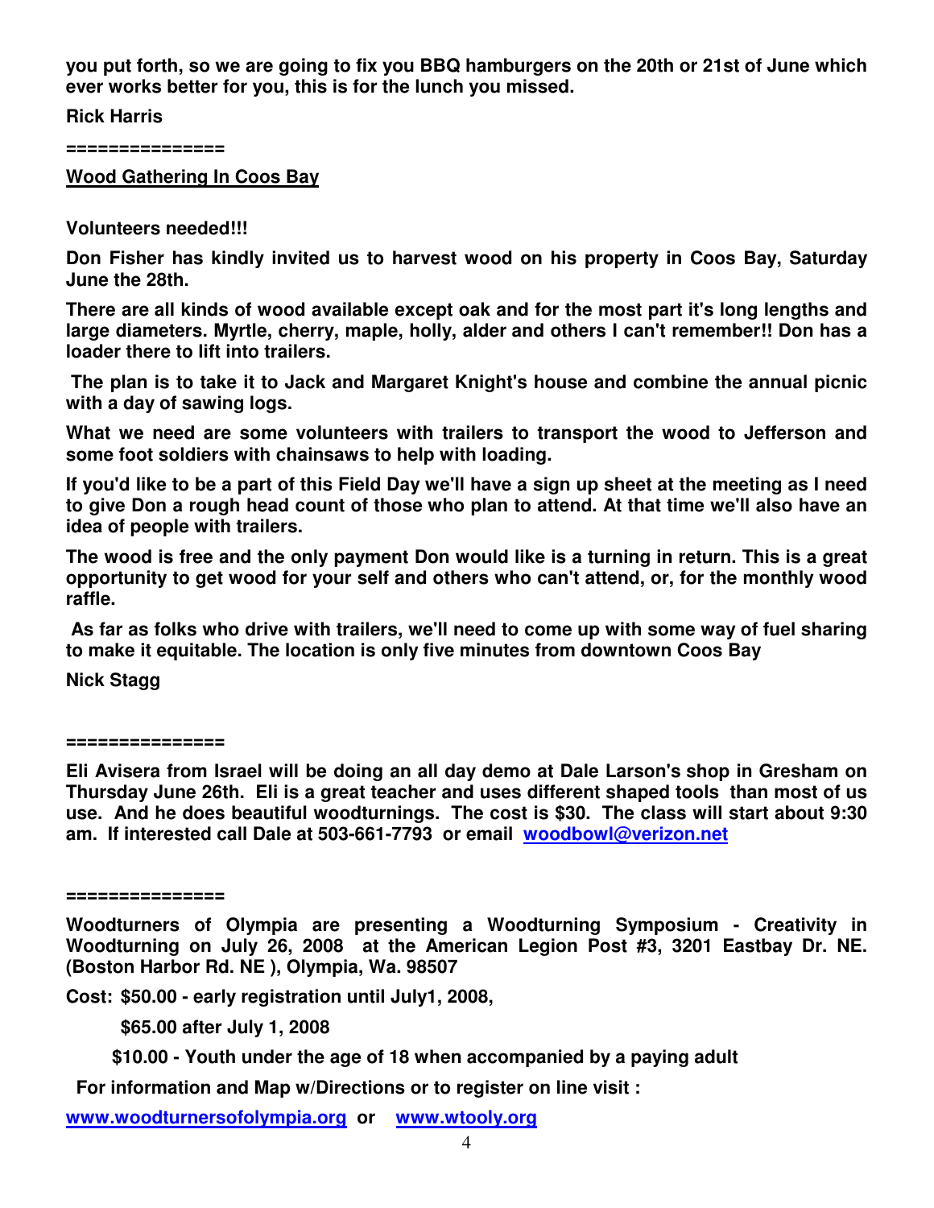**you put forth, so we are going to fix you BBQ hamburgers on the 20th or 21st of June which ever works better for you, this is for the lunch you missed.**

**Rick Harris**

**===============**

**Wood Gathering In Coos Bay**

**Volunteers needed!!!**

**Don Fisher has kindly invited us to harvest wood on his property in Coos Bay, Saturday June the 28th.**

**There are all kinds of wood available except oak and for the most part it's long lengths and large diameters. Myrtle, cherry, maple, holly, alder and others I can't remember!! Don has a loader there to lift into trailers.**

**The plan is to take it to Jack and Margaret Knight's house and combine the annual picnic with a day of sawing logs.**

**What we need are some volunteers with trailers to transport the wood to Jefferson and some foot soldiers with chainsaws to help with loading.**

**If you'd like to be a part of this Field Day we'll have a sign up sheet at the meeting as I need to give Don a rough head count of those who plan to attend. At that time we'll also have an idea of people with trailers.**

**The wood is free and the only payment Don would like is a turning in return. This is a great opportunity to get wood for your self and others who can't attend, or, for the monthly wood raffle.**

**As far as folks who drive with trailers, we'll need to come up with some way of fuel sharing to make it equitable. The location is only five minutes from downtown Coos Bay**

**Nick Stagg**

**===============**

**Eli Avisera from Israel will be doing an all day demo at Dale Larson's shop in Gresham on Thursday June 26th. Eli is a great teacher and uses different shaped tools than most of us use. And he does beautiful woodturnings. The cost is $30. The class will start about 9:30 am. If interested call Dale at 503-661-7793 or email woodbowl@verizon.net**

**===============**

**Woodturners of Olympia are presenting a Woodturning Symposium - Creativity in Woodturning on July 26, 2008 at the American Legion Post #3, 3201 Eastbay Dr. NE. (Boston Harbor Rd. NE ), Olympia, Wa. 98507**

**Cost: $50.00 - early registration until July1, 2008,**

**$65.00 after July 1, 2008**

**$10.00 - Youth under the age of 18 when accompanied by a paying adult**

**For information and Map w/Directions or to register on line visit :**

**www.woodturnersofolympia.org or www.wtooly.org**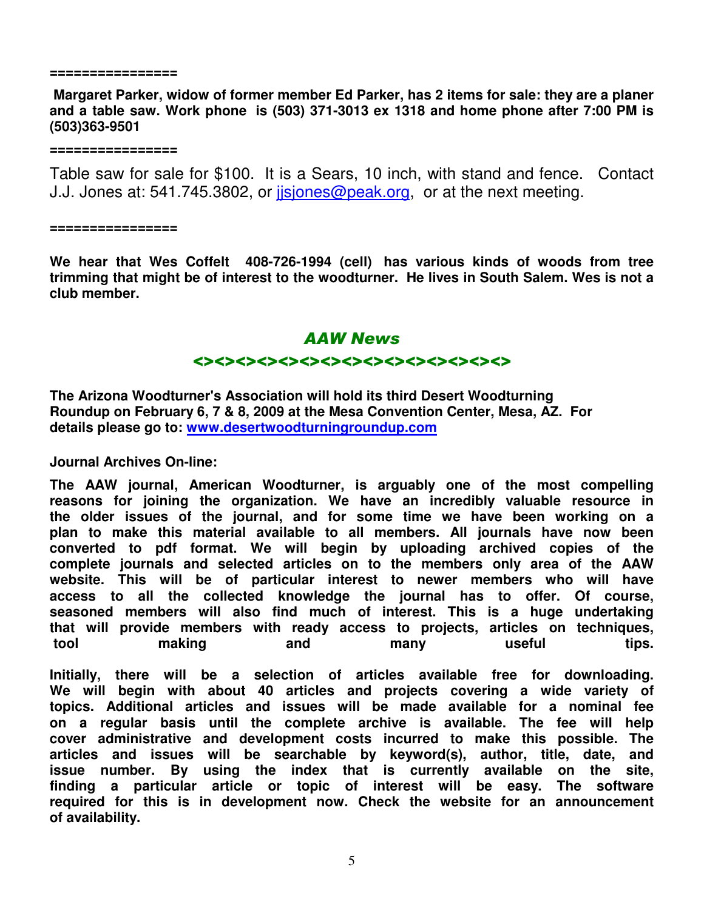================

**Margaret Parker, widow of former member Ed Parker, has 2 items for sale: they are a planer and a table saw. Work phone is (503) 371-3013 ex 1318 and home phone after 7:00 PM is (503)363-9501**

================

Table saw for sale for $100. It is a Sears, 10 inch, with stand and fence. Contact J.J. Jones at: 541.745.3802, or jjsjones@peak.org, or at the next meeting.

================

**We hear that Wes Coffelt 408-726-1994 (cell) has various kinds of woods from tree trimming that might be of interest to the woodturner. He lives in South Salem. Wes is not a club member.**

## *AAW News*

<><><><><><><><><><><><><><><><><><><><><><>

**The Arizona Woodturner's Association will hold its third Desert Woodturning Roundup on February 6, 7 & 8, 2009 at the Mesa Convention Center, Mesa, AZ. For details please go to: www.desertwoodturningroundup.com**

**Journal Archives On-line:**

**The AAW journal, American Woodturner, is arguably one of the most compelling reasons for joining the organization. We have an incredibly valuable resource in the older issues of the journal, and for some time we have been working on a plan to make this material available to all members. All journals have now been converted to pdf format. We will begin by uploading archived copies of the complete journals and selected articles on to the members only area of the AAW website. This will be of particular interest to newer members who will have access to all the collected knowledge the journal has to offer. Of course, seasoned members will also find much of interest. This is a huge undertaking that will provide members with ready access to projects, articles on techniques, tool making and many useful tips.**

**Initially, there will be a selection of articles available free for downloading. We will begin with about 40 articles and projects covering a wide variety of topics. Additional articles and issues will be made available for a nominal fee on a regular basis until the complete archive is available. The fee will help cover administrative and development costs incurred to make this possible. The articles and issues will be searchable by keyword(s), author, title, date, and issue number. By using the index that is currently available on the site, finding a particular article or topic of interest will be easy. The software required for this is in development now. Check the website for an announcement of availability.**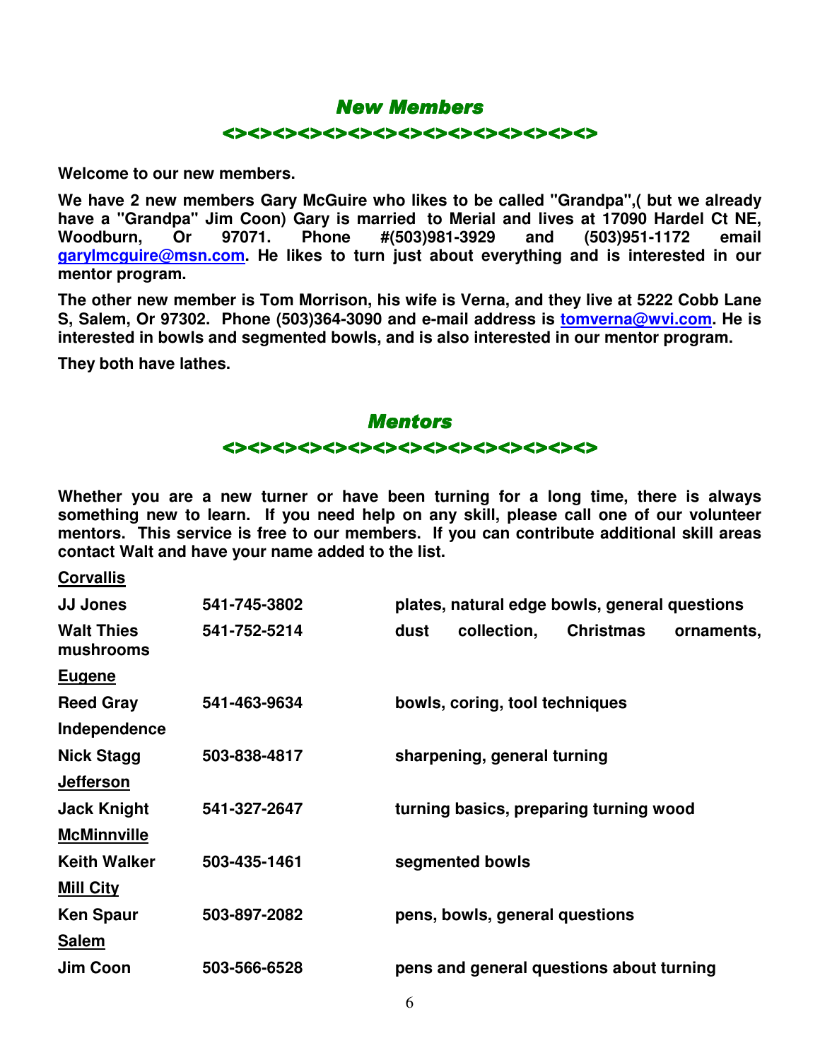## New Members

<><><><><><><><><><><><><><><><><><><><><><>

**Welcome to our new members.**

**We have 2 new members Gary McGuire who likes to be called "Grandpa",( but we already have a "Grandpa" Jim Coon) Gary is married to Merial and lives at 17090 Hardel Ct NE, Woodburn, Or 97071. Phone #(503)981-3929 and (503)951-1172 email garylmcguire@msn.com. He likes to turn just about everything and is interested in our mentor program.**

**The other new member is Tom Morrison, his wife is Verna, and they live at 5222 Cobb Lane S, Salem, Or 97302. Phone (503)364-3090 and e-mail address is tomverna@wvi.com. He is interested in bowls and segmented bowls, and is also interested in our mentor program.**

**They both have lathes.**

## Mentors

<><><><><><><><><><><><><><><><><><><><><><>

**Whether you are a new turner or have been turning for a long time, there is always something new to learn. If you need help on any skill, please call one of our volunteer mentors. This service is free to our members. If you can contribute additional skill areas contact Walt and have your name added to the list.**

| | | |
|---|---|---|
| **Corvallis** | | |
| **JJ Jones** | **541-745-3802** | **plates, natural edge bowls, general questions** |
| **Walt Thies** | **541-752-5214** | **dust collection, Christmas ornaments, mushrooms** |
| **Eugene** | | |
| **Reed Gray** | **541-463-9634** | **bowls, coring, tool techniques** |
| **Independence** | | |
| **Nick Stagg** | **503-838-4817** | **sharpening, general turning** |
| **Jefferson** | | |
| **Jack Knight** | **541-327-2647** | **turning basics, preparing turning wood** |
| **McMinnville** | | |
| **Keith Walker** | **503-435-1461** | **segmented bowls** |
| **Mill City** | | |
| **Ken Spaur** | **503-897-2082** | **pens, bowls, general questions** |
| **Salem** | | |
| **Jim Coon** | **503-566-6528** | **pens and general questions about turning** |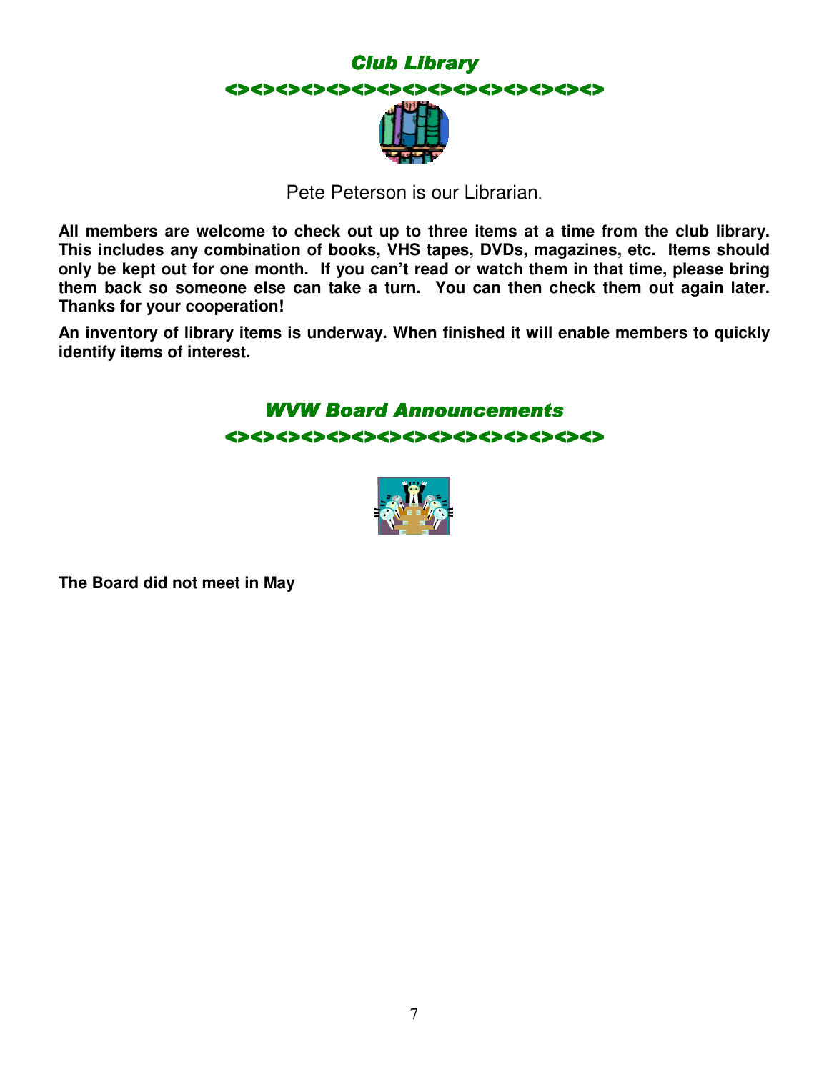## *Club Library*

<><><><><><><><><><><><><><><><><><><><><><>

Pete Peterson is our Librarian.

**All members are welcome to check out up to three items at a time from the club library. This includes any combination of books, VHS tapes, DVDs, magazines, etc. Items should only be kept out for one month. If you can't read or watch them in that time, please bring them back so someone else can take a turn. You can then check them out again later. Thanks for your cooperation!**

**An inventory of library items is underway. When finished it will enable members to quickly identify items of interest.**

## *WVW Board Announcements*

<><><><><><><><><><><><><><><><><><><><><><>

**The Board did not meet in May**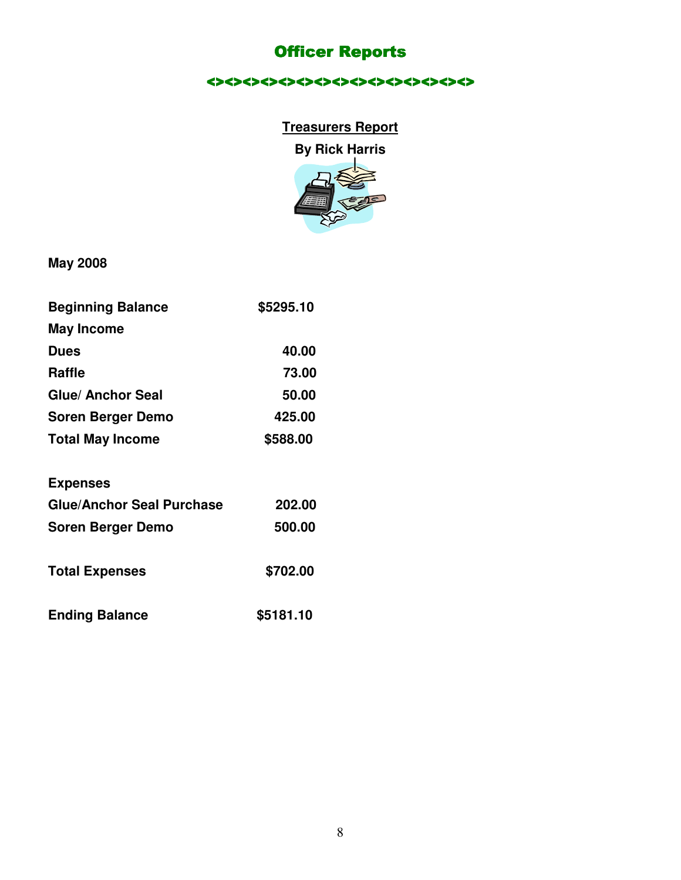# Officer Reports

<><><><><><><><><><><><><><><><><><><><>

## Treasurers Report

**By Rick Harris**

**May 2008**

| | |
|---|---|
| **Beginning Balance** | **$5295.10** |
| **May Income** | |
| **Dues** | **40.00** |
| **Raffle** | **73.00** |
| **Glue/ Anchor Seal** | **50.00** |
| **Soren Berger Demo** | **425.00** |
| **Total May Income** | **$588.00** |
| | |
| **Expenses** | |
| **Glue/Anchor Seal Purchase** | **202.00** |
| **Soren Berger Demo** | **500.00** |
| | |
| **Total Expenses** | **$702.00** |
| | |
| **Ending Balance** | **$5181.10** |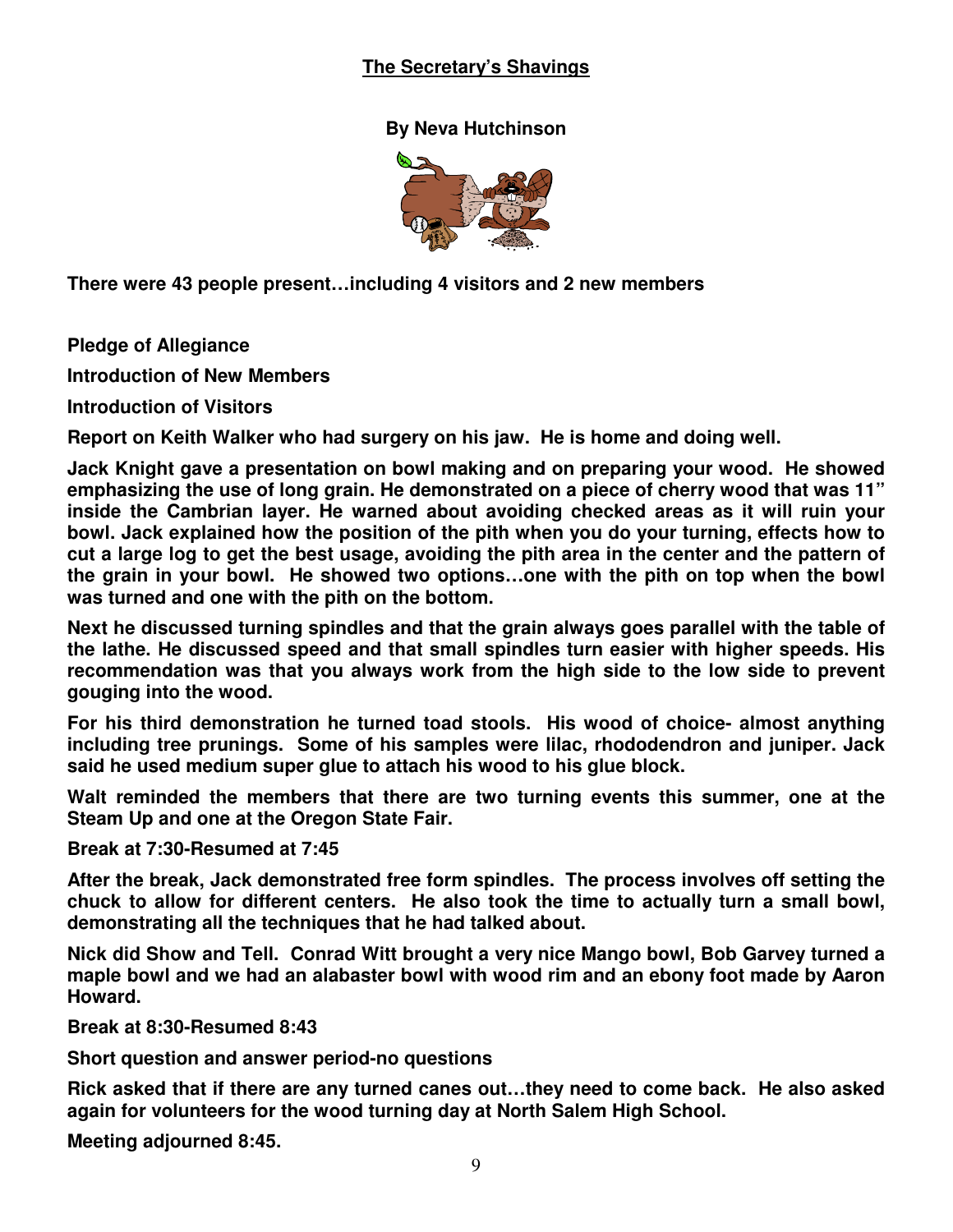## The Secretary's Shavings

**By Neva Hutchinson**

**There were 43 people present…including 4 visitors and 2 new members**

**Pledge of Allegiance**

**Introduction of New Members**

**Introduction of Visitors**

**Report on Keith Walker who had surgery on his jaw. He is home and doing well.**

**Jack Knight gave a presentation on bowl making and on preparing your wood. He showed emphasizing the use of long grain. He demonstrated on a piece of cherry wood that was 11" inside the Cambrian layer. He warned about avoiding checked areas as it will ruin your bowl. Jack explained how the position of the pith when you do your turning, effects how to cut a large log to get the best usage, avoiding the pith area in the center and the pattern of the grain in your bowl. He showed two options…one with the pith on top when the bowl was turned and one with the pith on the bottom.**

**Next he discussed turning spindles and that the grain always goes parallel with the table of the lathe. He discussed speed and that small spindles turn easier with higher speeds. His recommendation was that you always work from the high side to the low side to prevent gouging into the wood.**

**For his third demonstration he turned toad stools. His wood of choice- almost anything including tree prunings. Some of his samples were lilac, rhododendron and juniper. Jack said he used medium super glue to attach his wood to his glue block.**

**Walt reminded the members that there are two turning events this summer, one at the Steam Up and one at the Oregon State Fair.**

**Break at 7:30-Resumed at 7:45**

**After the break, Jack demonstrated free form spindles. The process involves off setting the chuck to allow for different centers. He also took the time to actually turn a small bowl, demonstrating all the techniques that he had talked about.**

**Nick did Show and Tell. Conrad Witt brought a very nice Mango bowl, Bob Garvey turned a maple bowl and we had an alabaster bowl with wood rim and an ebony foot made by Aaron Howard.**

**Break at 8:30-Resumed 8:43**

**Short question and answer period-no questions**

**Rick asked that if there are any turned canes out…they need to come back. He also asked again for volunteers for the wood turning day at North Salem High School.**

**Meeting adjourned 8:45.**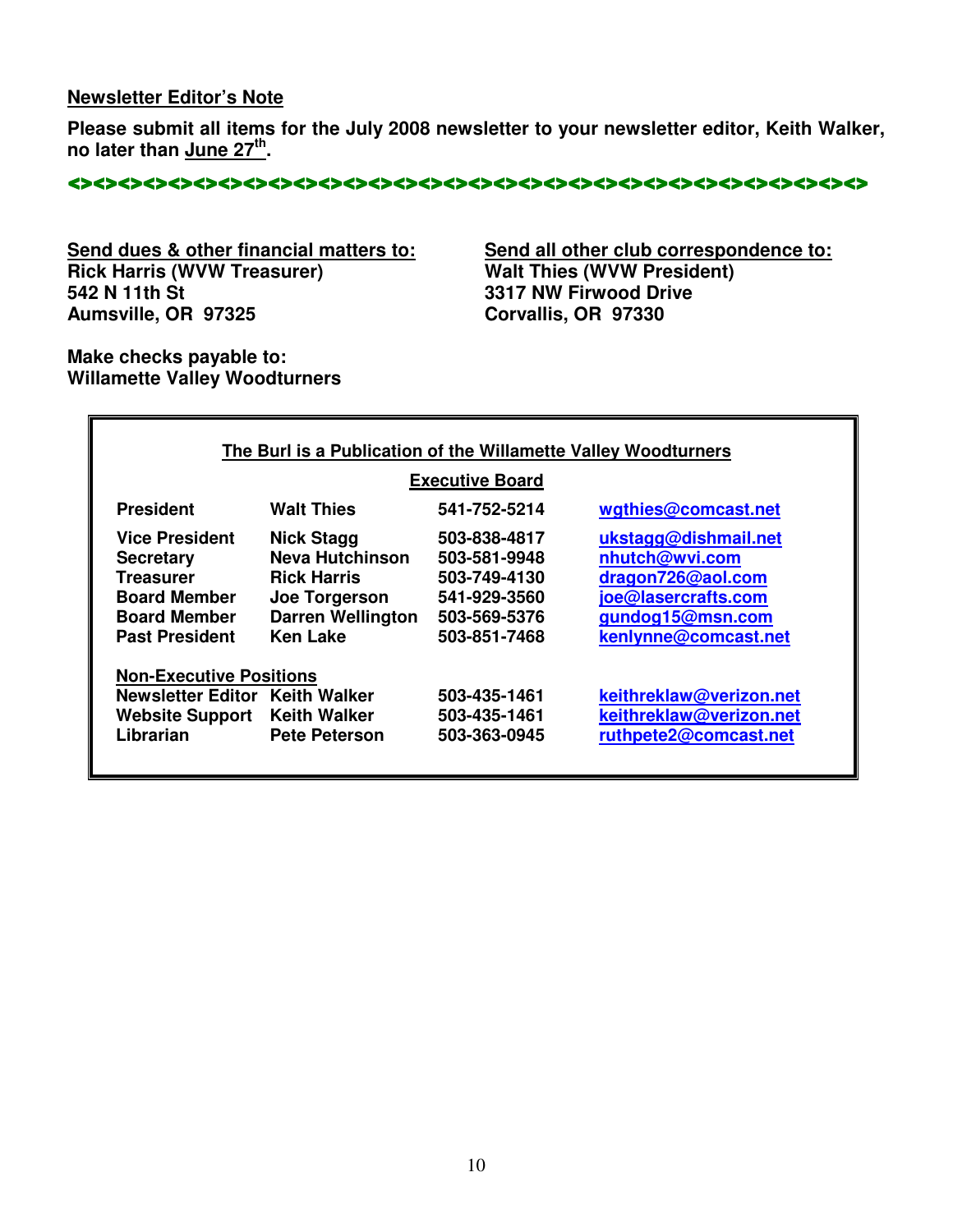## Newsletter Editor's Note

**Please submit all items for the July 2008 newsletter to your newsletter editor, Keith Walker, no later than June 27th.**

<><><><><><><><><><><><><><><><><><><><><><><><><><><><><><><><><><><><><><><><><><><><><><><><><>

**Send dues & other financial matters to:**
**Rick Harris (WVW Treasurer)**
**542 N 11th St**
**Aumsville, OR 97325**

**Make checks payable to:**
**Willamette Valley Woodturners**

**Send all other club correspondence to:**
**Walt Thies (WVW President)**
**3317 NW Firwood Drive**
**Corvallis, OR 97330**

**The Burl is a Publication of the Willamette Valley Woodturners**

**Executive Board**

| | | | |
|---|---|---|---|
| President | Walt Thies | 541-752-5214 | wgthies@comcast.net |
| Vice President | Nick Stagg | 503-838-4817 | ukstagg@dishmail.net |
| Secretary | Neva Hutchinson | 503-581-9948 | nhutch@wvi.com |
| Treasurer | Rick Harris | 503-749-4130 | dragon726@aol.com |
| Board Member | Joe Torgerson | 541-929-3560 | joe@lasercrafts.com |
| Board Member | Darren Wellington | 503-569-5376 | gundog15@msn.com |
| Past President | Ken Lake | 503-851-7468 | kenlynne@comcast.net |

**Non-Executive Positions**

| | | | |
|---|---|---|---|
| Newsletter Editor | Keith Walker | 503-435-1461 | keithreklaw@verizon.net |
| Website Support | Keith Walker | 503-435-1461 | keithreklaw@verizon.net |
| Librarian | Pete Peterson | 503-363-0945 | ruthpete2@comcast.net |